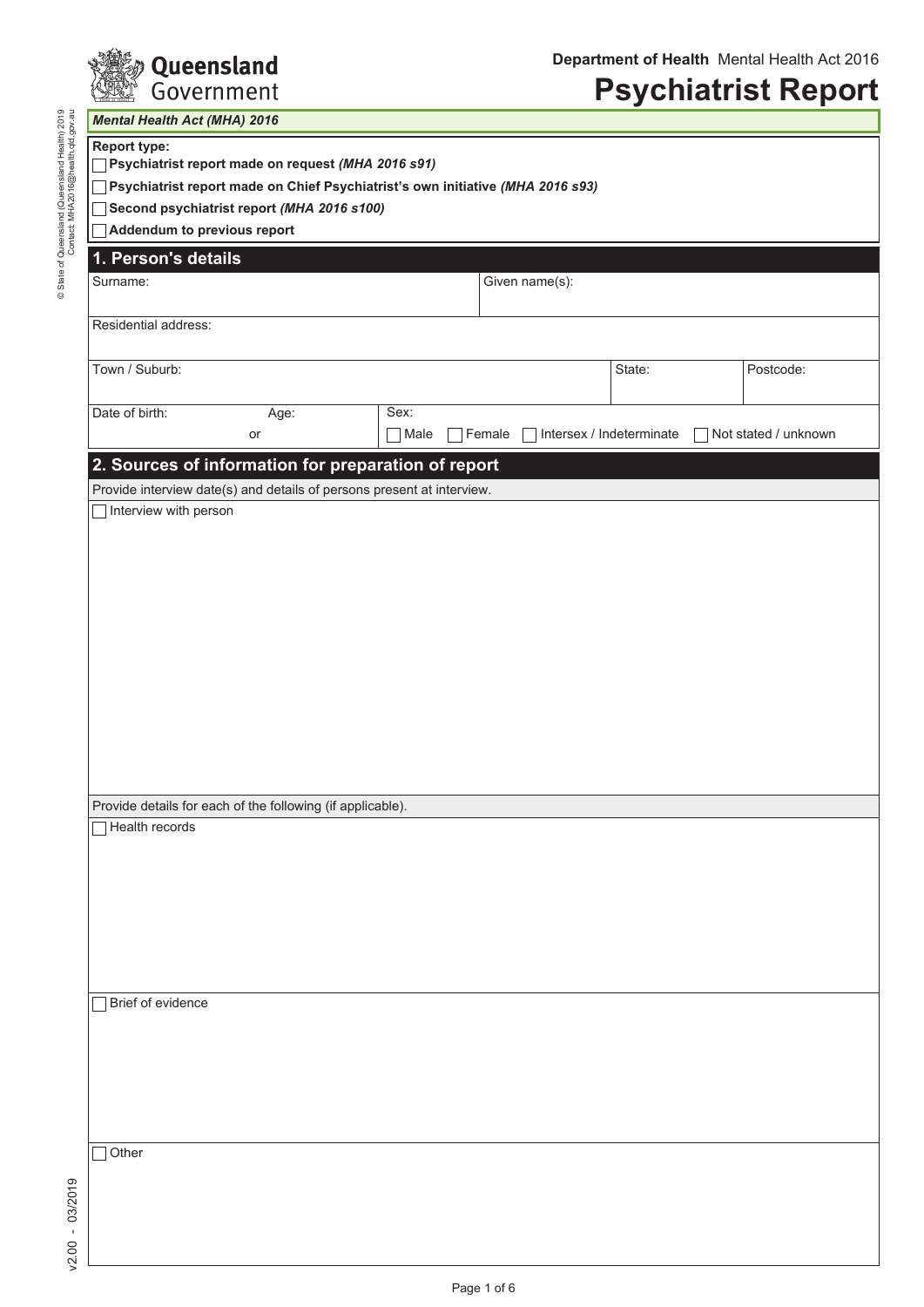Queensland Government

**Department of Health** Mental Health Act 2016

# Psychiatrist Report

***Mental Health Act (MHA) 2016***

**Report type:**

☐ **Psychiatrist report made on request *(MHA 2016 s91)***

☐ **Psychiatrist report made on Chief Psychiatrist's own initiative *(MHA 2016 s93)***

☐ **Second psychiatrist report *(MHA 2016 s100)***

☐ **Addendum to previous report**

## 1. Person's details

| Surname: | | Given name(s): | |
|---|---|---|---|
| Residential address: | | | |
| Town / Suburb: | | State: | Postcode: |
| Date of birth: or Age: | Sex: ☐ Male ☐ Female ☐ Intersex / Indeterminate ☐ Not stated / unknown | | |

## 2. Sources of information for preparation of report

Provide interview date(s) and details of persons present at interview.

☐ Interview with person

Provide details for each of the following (if applicable).

☐ Health records

☐ Brief of evidence

☐ Other

v2.00 - 03/2019

© State of Queensland (Queensland Health) 2019
Contact: MHA2016@health.qld.gov.au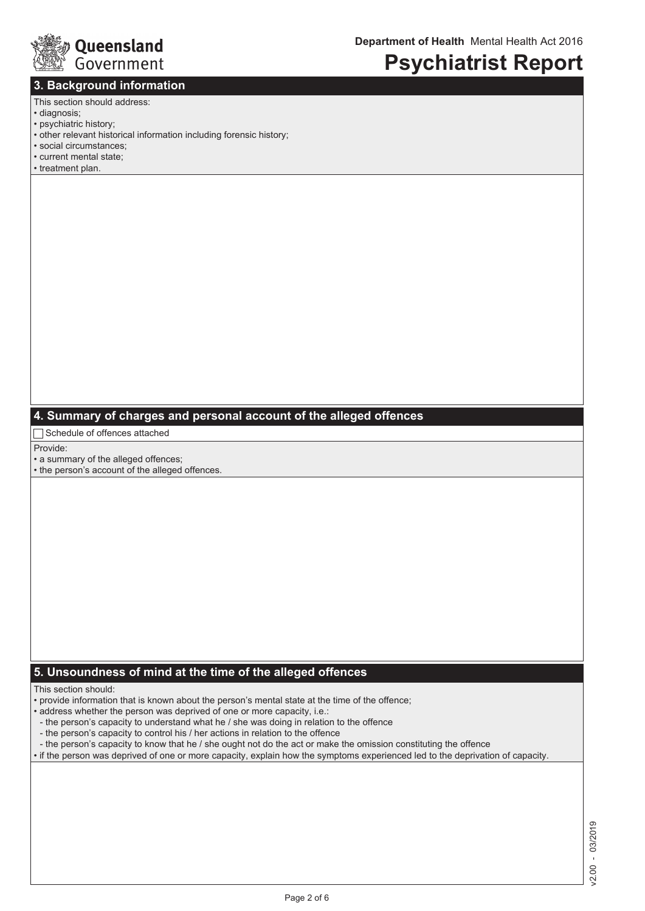## 3. Background information

This section should address:

- diagnosis;
- psychiatric history;
- other relevant historical information including forensic history;
- social circumstances;
- current mental state;
- treatment plan.

## 4. Summary of charges and personal account of the alleged offences

☐ Schedule of offences attached

Provide:

- a summary of the alleged offences;
- the person's account of the alleged offences.

## 5. Unsoundness of mind at the time of the alleged offences

This section should:

- provide information that is known about the person's mental state at the time of the offence;
- address whether the person was deprived of one or more capacity, i.e.:
  - the person's capacity to understand what he / she was doing in relation to the offence
  - the person's capacity to control his / her actions in relation to the offence
  - the person's capacity to know that he / she ought not do the act or make the omission constituting the offence
- if the person was deprived of one or more capacity, explain how the symptoms experienced led to the deprivation of capacity.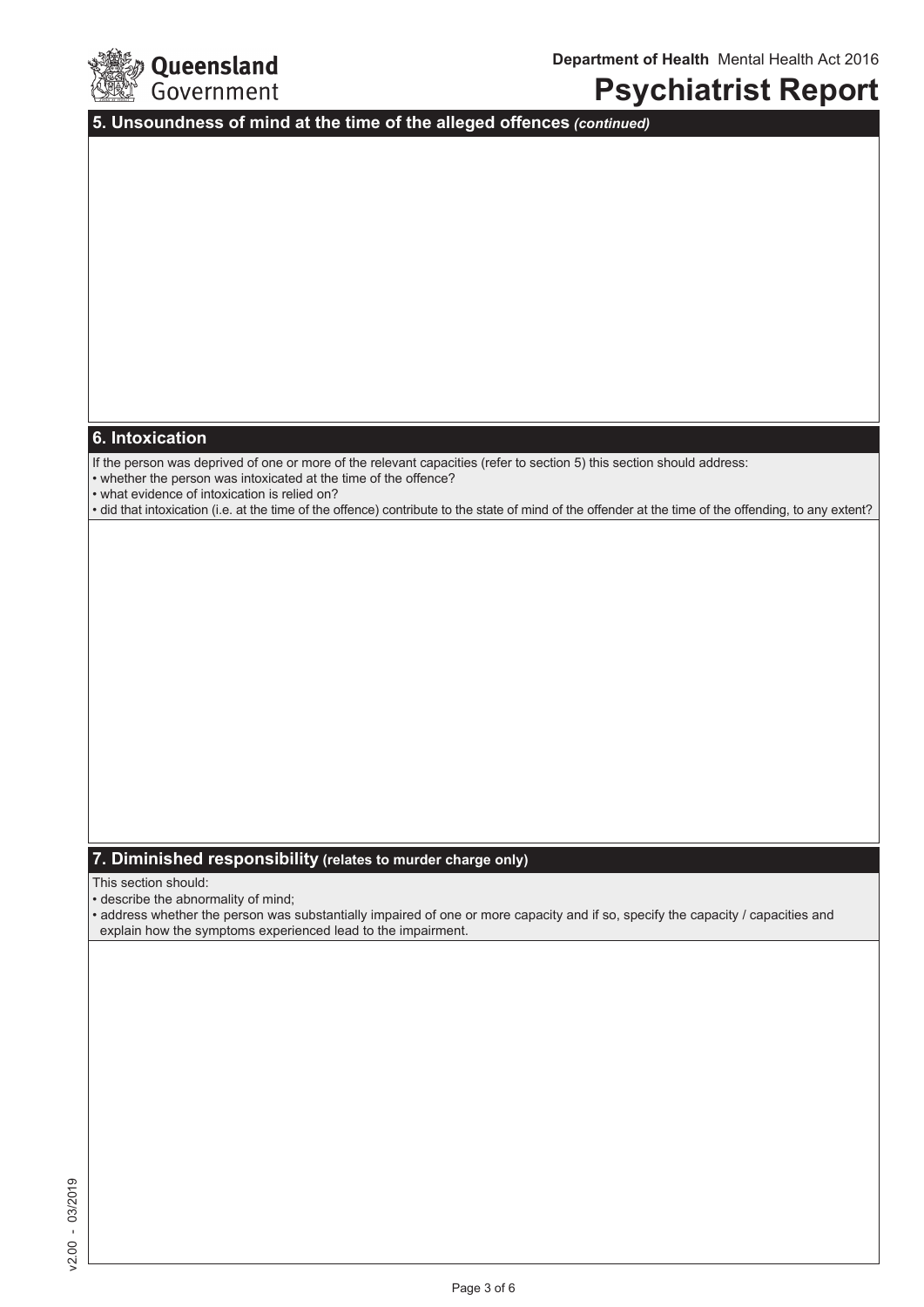## 5. Unsoundness of mind at the time of the alleged offences *(continued)*

## 6. Intoxication

If the person was deprived of one or more of the relevant capacities (refer to section 5) this section should address:

- whether the person was intoxicated at the time of the offence?
- what evidence of intoxication is relied on?
- did that intoxication (i.e. at the time of the offence) contribute to the state of mind of the offender at the time of the offending, to any extent?

## 7. Diminished responsibility (relates to murder charge only)

This section should:

- describe the abnormality of mind;
- address whether the person was substantially impaired of one or more capacity and if so, specify the capacity / capacities and explain how the symptoms experienced lead to the impairment.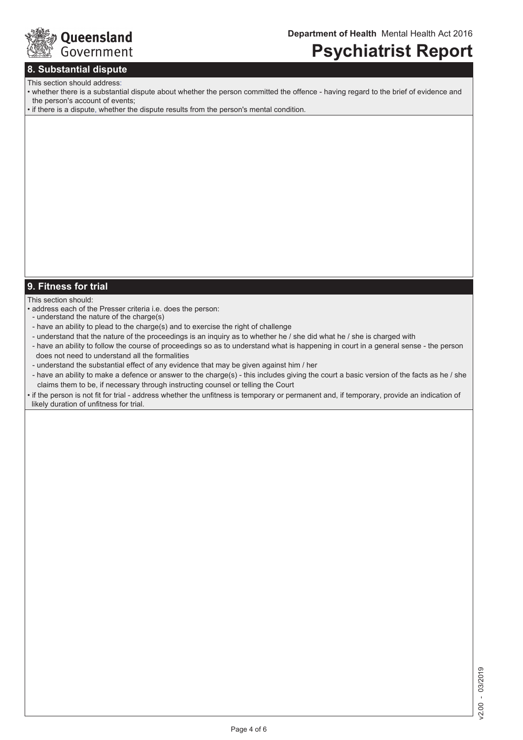Department of Health Mental Health Act 2016

# Psychiatrist Report

## 8. Substantial dispute

This section should address:

- whether there is a substantial dispute about whether the person committed the offence - having regard to the brief of evidence and the person's account of events;
- if there is a dispute, whether the dispute results from the person's mental condition.

## 9. Fitness for trial

This section should:

- address each of the Presser criteria i.e. does the person:
  - understand the nature of the charge(s)
  - have an ability to plead to the charge(s) and to exercise the right of challenge
  - understand that the nature of the proceedings is an inquiry as to whether he / she did what he / she is charged with
  - have an ability to follow the course of proceedings so as to understand what is happening in court in a general sense - the person does not need to understand all the formalities
  - understand the substantial effect of any evidence that may be given against him / her
  - have an ability to make a defence or answer to the charge(s) - this includes giving the court a basic version of the facts as he / she claims them to be, if necessary through instructing counsel or telling the Court
- if the person is not fit for trial - address whether the unfitness is temporary or permanent and, if temporary, provide an indication of likely duration of unfitness for trial.

v2.00 - 03/2019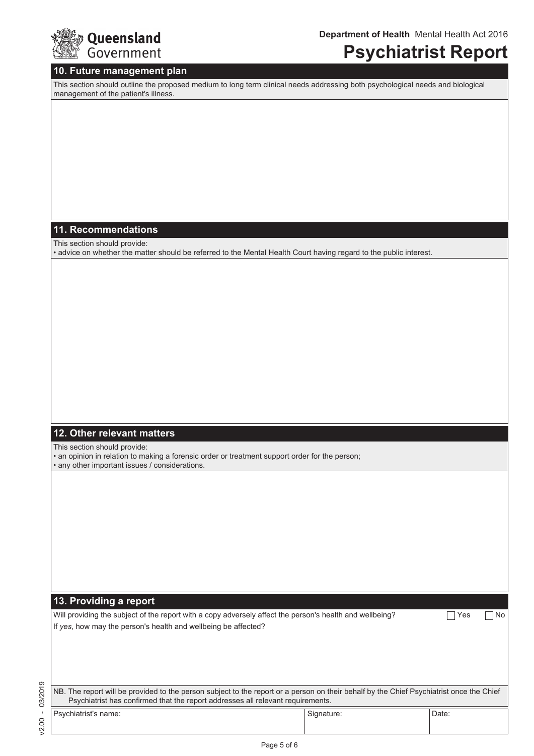Queensland Government

**Department of Health** Mental Health Act 2016

# Psychiatrist Report

## 10. Future management plan

This section should outline the proposed medium to long term clinical needs addressing both psychological needs and biological management of the patient's illness.

## 11. Recommendations

This section should provide:

- advice on whether the matter should be referred to the Mental Health Court having regard to the public interest.

## 12. Other relevant matters

This section should provide:

- an opinion in relation to making a forensic order or treatment support order for the person;
- any other important issues / considerations.

## 13. Providing a report

Will providing the subject of the report with a copy adversely affect the person's health and wellbeing? ☐ Yes ☐ No

If *yes*, how may the person's health and wellbeing be affected?

NB. The report will be provided to the person subject to the report or a person on their behalf by the Chief Psychiatrist once the Chief Psychiatrist has confirmed that the report addresses all relevant requirements.

| Psychiatrist's name: | Signature: | Date: |
| --- | --- | --- |
| | | |

v2.00 - 03/2019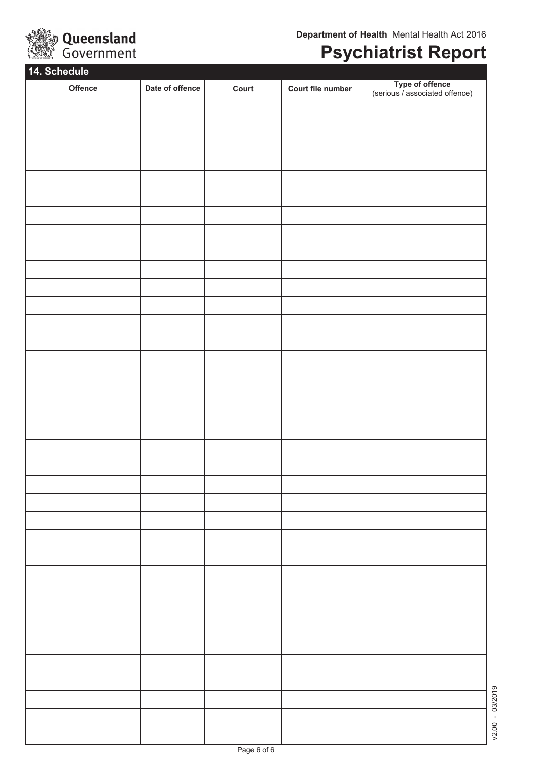## 14. Schedule

| Offence | Date of offence | Court | Court file number | Type of offence (serious / associated offence) |
|---|---|---|---|---|
| | | | | |
| | | | | |
| | | | | |
| | | | | |
| | | | | |
| | | | | |
| | | | | |
| | | | | |
| | | | | |
| | | | | |
| | | | | |
| | | | | |
| | | | | |
| | | | | |
| | | | | |
| | | | | |
| | | | | |
| | | | | |
| | | | | |
| | | | | |
| | | | | |
| | | | | |
| | | | | |
| | | | | |
| | | | | |
| | | | | |
| | | | | |
| | | | | |
| | | | | |
| | | | | |
| | | | | |
| | | | | |
| | | | | |
| | | | | |
| | | | | |
| | | | | |
| | | | | |